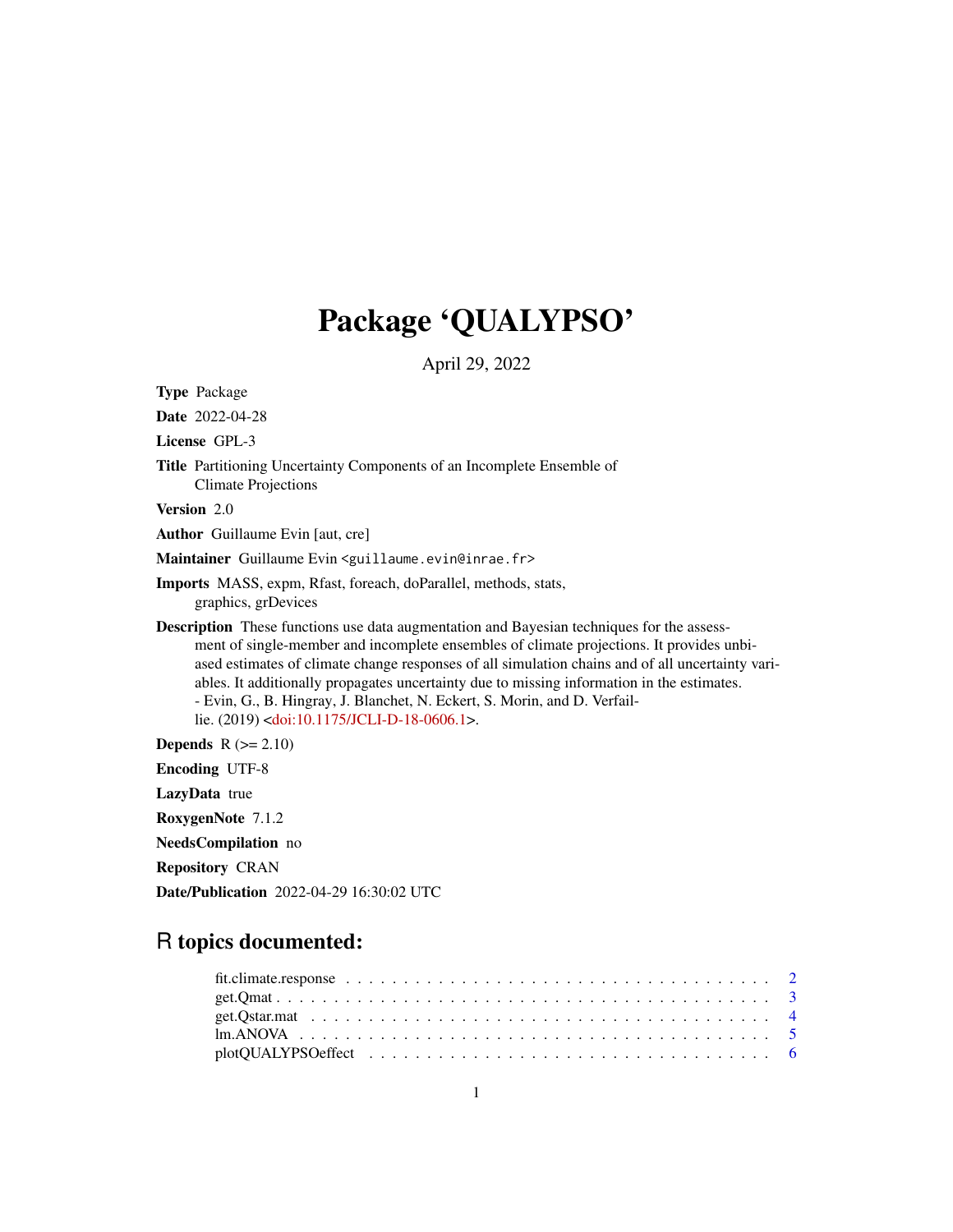# Package 'QUALYPSO'

April 29, 2022

**Type** Package

**Date** 2022-04-28

**License** GPL-3

**Title** Partitioning Uncertainty Components of an Incomplete Ensemble of Climate Projections

**Version** 2.0

**Author** Guillaume Evin [aut, cre]

**Maintainer** Guillaume Evin <guillaume.evin@inrae.fr>

**Imports** MASS, expm, Rfast, foreach, doParallel, methods, stats, graphics, grDevices

**Description** These functions use data augmentation and Bayesian techniques for the assessment of single-member and incomplete ensembles of climate projections. It provides unbiased estimates of climate change responses of all simulation chains and of all uncertainty variables. It additionally propagates uncertainty due to missing information in the estimates.
- Evin, G., B. Hingray, J. Blanchet, N. Eckert, S. Morin, and D. Verfaillie. (2019) <doi:10.1175/JCLI-D-18-0606.1>.

**Depends** R (>= 2.10)

**Encoding** UTF-8

**LazyData** true

**RoxygenNote** 7.1.2

**NeedsCompilation** no

**Repository** CRAN

**Date/Publication** 2022-04-29 16:30:02 UTC

## R topics documented:

fit.climate.response . . . . . . . . . . . . . . . . . . . . . . . . . . . . . . . . . . . . . 2
get.Qmat . . . . . . . . . . . . . . . . . . . . . . . . . . . . . . . . . . . . . . . . . . . . 3
get.Qstar.mat . . . . . . . . . . . . . . . . . . . . . . . . . . . . . . . . . . . . . . . . . 4
lm.ANOVA . . . . . . . . . . . . . . . . . . . . . . . . . . . . . . . . . . . . . . . . . . . 5
plotQUALYPSOeffect . . . . . . . . . . . . . . . . . . . . . . . . . . . . . . . . . . . . . 6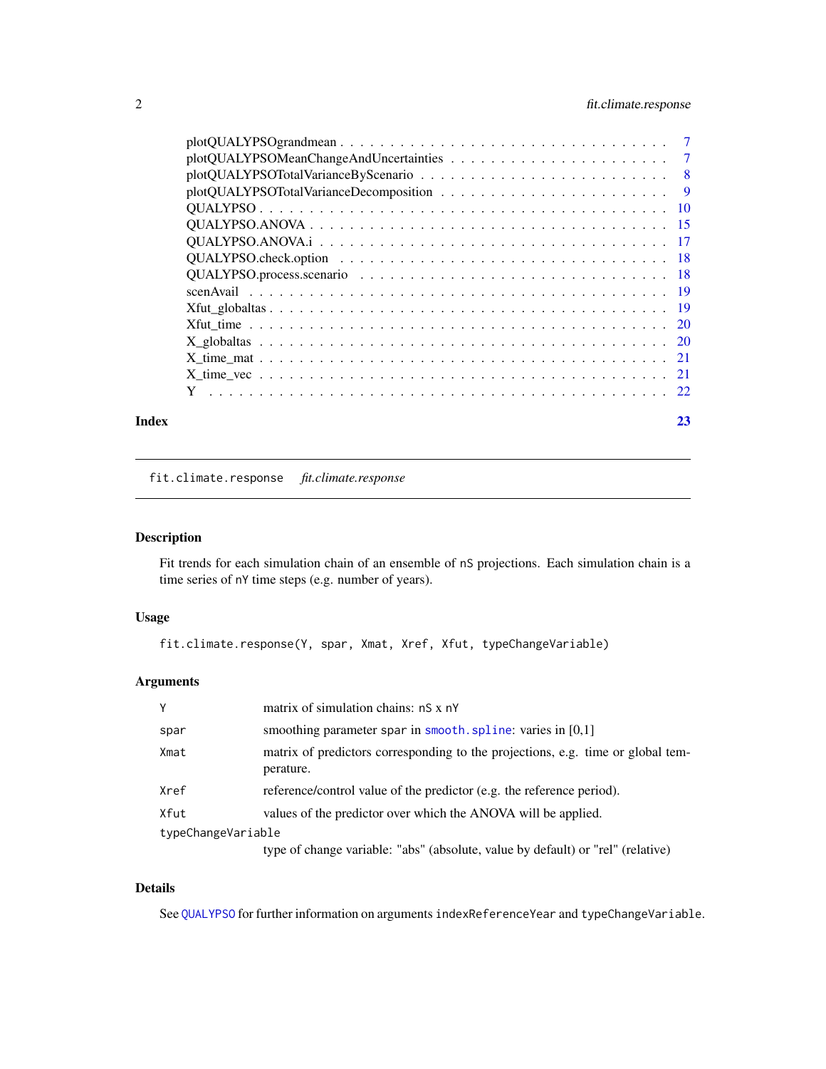| | |
|---|---|
| plotQUALYPSOgrandmean | 7 |
| plotQUALYPSOMeanChangeAndUncertainties | 7 |
| plotQUALYPSOTotalVarianceByScenario | 8 |
| plotQUALYPSOTotalVarianceDecomposition | 9 |
| QUALYPSO | 10 |
| QUALYPSO.ANOVA | 15 |
| QUALYPSO.ANOVA.i | 17 |
| QUALYPSO.check.option | 18 |
| QUALYPSO.process.scenario | 18 |
| scenAvail | 19 |
| Xfut_globaltas | 19 |
| Xfut_time | 20 |
| X_globaltas | 20 |
| X_time_mat | 21 |
| X_time_vec | 21 |
| Y | 22 |

**Index** 23

---

`fit.climate.response` *fit.climate.response*

---

## Description

Fit trends for each simulation chain of an ensemble of `nS` projections. Each simulation chain is a time series of `nY` time steps (e.g. number of years).

## Usage

```
fit.climate.response(Y, spar, Xmat, Xref, Xfut, typeChangeVariable)
```

## Arguments

| | |
|---|---|
| `Y` | matrix of simulation chains: `nS` x `nY` |
| `spar` | smoothing parameter `spar` in `smooth.spline`: varies in [0,1] |
| `Xmat` | matrix of predictors corresponding to the projections, e.g. time or global temperature. |
| `Xref` | reference/control value of the predictor (e.g. the reference period). |
| `Xfut` | values of the predictor over which the ANOVA will be applied. |
| `typeChangeVariable` | type of change variable: "abs" (absolute, value by default) or "rel" (relative) |

## Details

See `QUALYPSO` for further information on arguments `indexReferenceYear` and `typeChangeVariable`.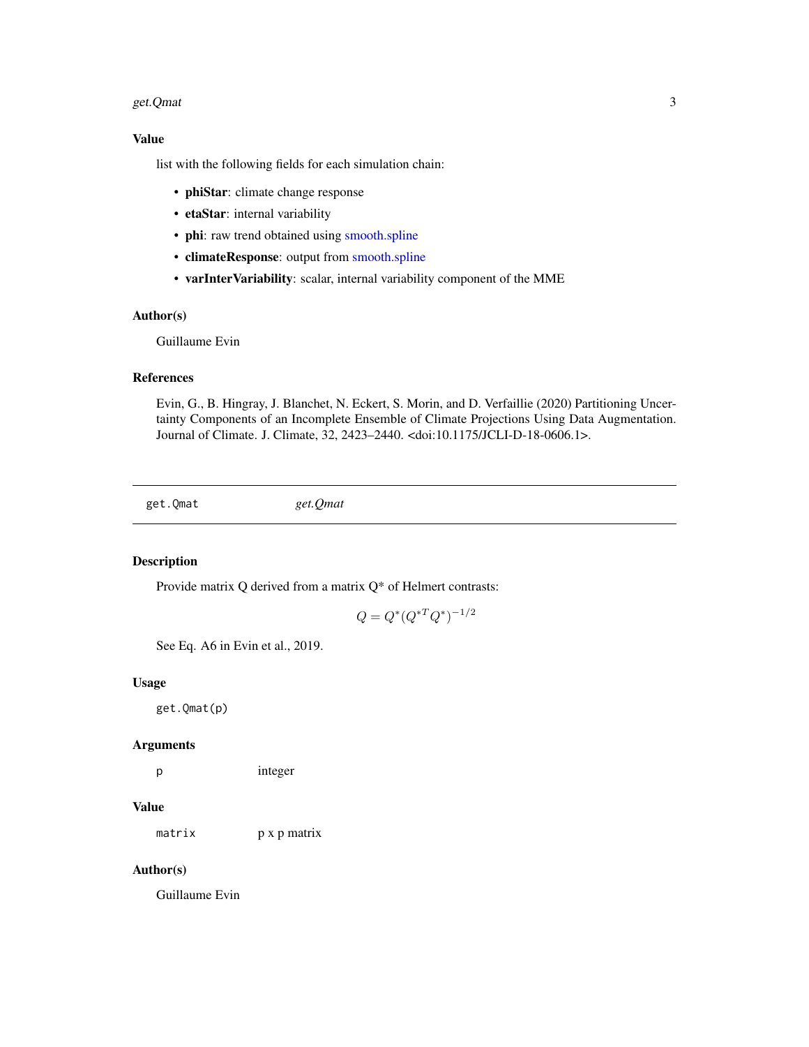### Value

list with the following fields for each simulation chain:

- **phiStar**: climate change response
- **etaStar**: internal variability
- **phi**: raw trend obtained using smooth.spline
- **climateResponse**: output from smooth.spline
- **varInterVariability**: scalar, internal variability component of the MME

### Author(s)

Guillaume Evin

### References

Evin, G., B. Hingray, J. Blanchet, N. Eckert, S. Morin, and D. Verfaillie (2020) Partitioning Uncertainty Components of an Incomplete Ensemble of Climate Projections Using Data Augmentation. Journal of Climate. J. Climate, 32, 2423–2440. <doi:10.1175/JCLI-D-18-0606.1>.

---

## get.Qmat *get.Qmat*

### Description

Provide matrix Q derived from a matrix Q* of Helmert contrasts:

$$Q = Q^*(Q^{*T}Q^*)^{-1/2}$$

See Eq. A6 in Evin et al., 2019.

### Usage

```
get.Qmat(p)
```

### Arguments

| | |
|---|---|
| p | integer |

### Value

| | |
|---|---|
| matrix | p x p matrix |

### Author(s)

Guillaume Evin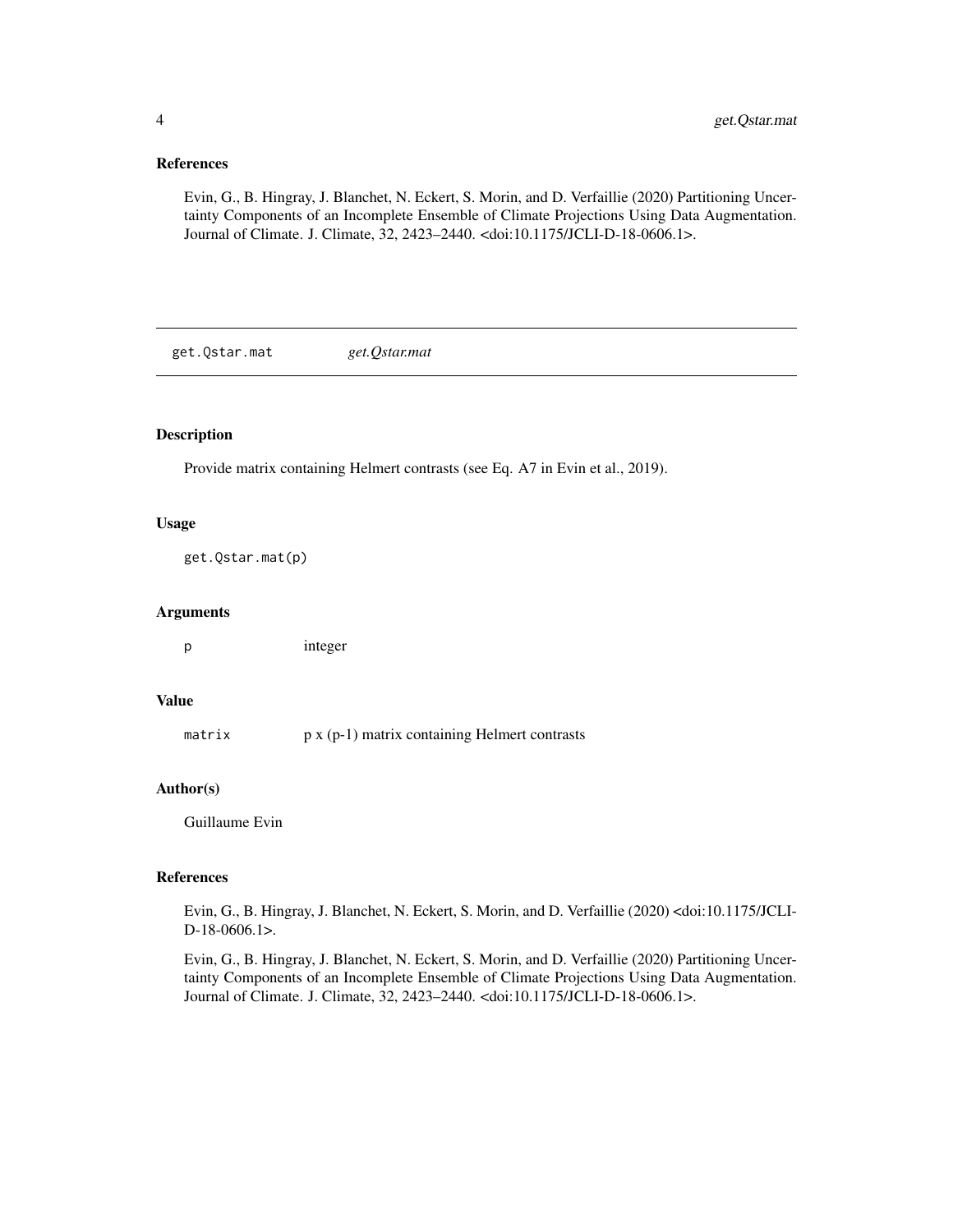### References

Evin, G., B. Hingray, J. Blanchet, N. Eckert, S. Morin, and D. Verfaillie (2020) Partitioning Uncertainty Components of an Incomplete Ensemble of Climate Projections Using Data Augmentation. Journal of Climate. J. Climate, 32, 2423–2440. <doi:10.1175/JCLI-D-18-0606.1>.

---

## get.Qstar.mat *get.Qstar.mat*

### Description

Provide matrix containing Helmert contrasts (see Eq. A7 in Evin et al., 2019).

### Usage

```
get.Qstar.mat(p)
```

### Arguments

| | |
|---|---|
| p | integer |

### Value

| | |
|---|---|
| matrix | p x (p-1) matrix containing Helmert contrasts |

### Author(s)

Guillaume Evin

### References

Evin, G., B. Hingray, J. Blanchet, N. Eckert, S. Morin, and D. Verfaillie (2020) <doi:10.1175/JCLI-D-18-0606.1>.

Evin, G., B. Hingray, J. Blanchet, N. Eckert, S. Morin, and D. Verfaillie (2020) Partitioning Uncertainty Components of an Incomplete Ensemble of Climate Projections Using Data Augmentation. Journal of Climate. J. Climate, 32, 2423–2440. <doi:10.1175/JCLI-D-18-0606.1>.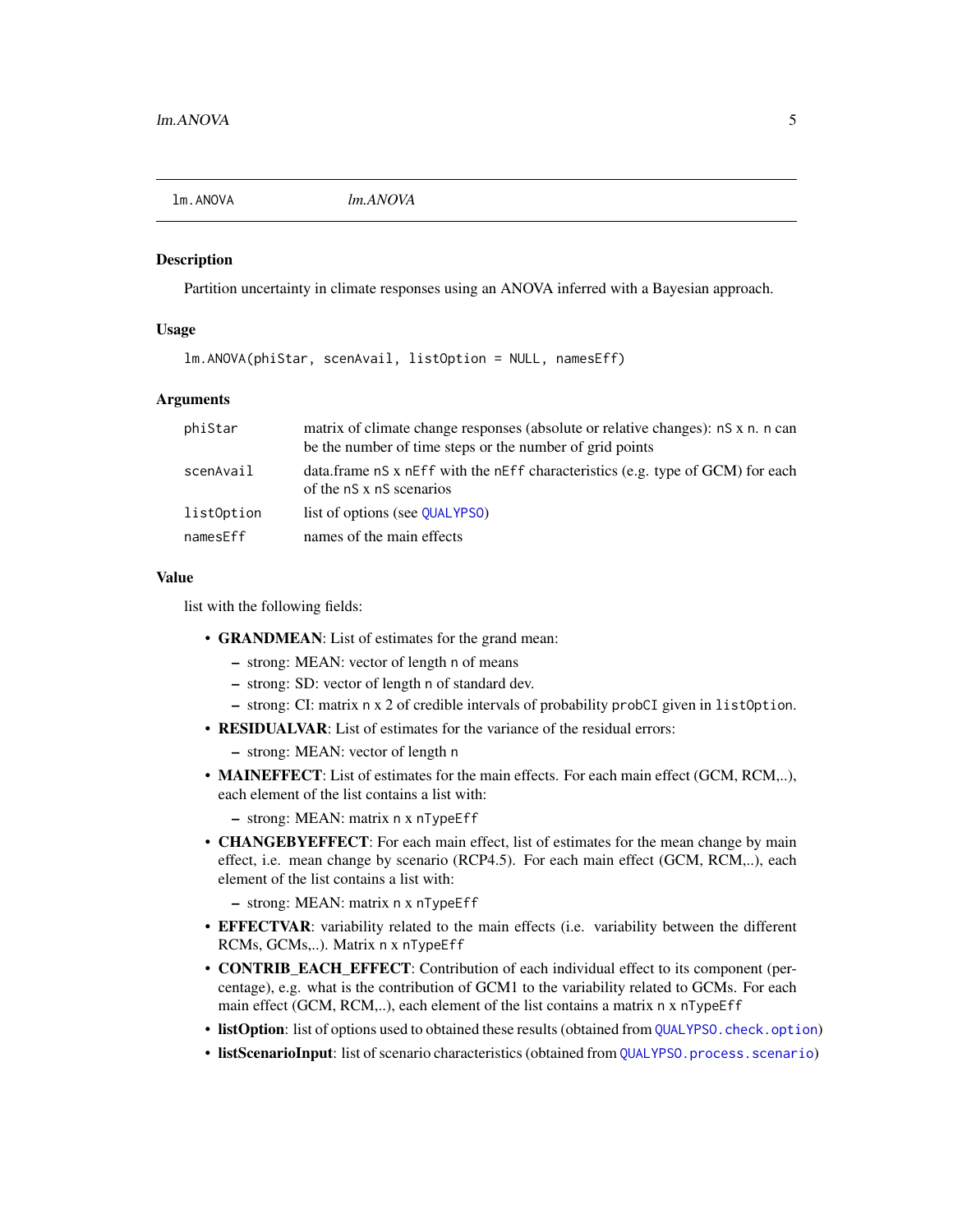`lm.ANOVA` *lm.ANOVA*

## Description

Partition uncertainty in climate responses using an ANOVA inferred with a Bayesian approach.

## Usage

```
lm.ANOVA(phiStar, scenAvail, listOption = NULL, namesEff)
```

## Arguments

| | |
|---|---|
| `phiStar` | matrix of climate change responses (absolute or relative changes): `nS` x `n`. `n` can be the number of time steps or the number of grid points |
| `scenAvail` | data.frame `nS` x `nEff` with the `nEff` characteristics (e.g. type of GCM) for each of the `nS` x `nS` scenarios |
| `listOption` | list of options (see `QUALYPSO`) |
| `namesEff` | names of the main effects |

## Value

list with the following fields:

- **GRANDMEAN**: List of estimates for the grand mean:
  - strong: MEAN: vector of length `n` of means
  - strong: SD: vector of length `n` of standard dev.
  - strong: CI: matrix `n` x 2 of credible intervals of probability `probCI` given in `listOption`.
- **RESIDUALVAR**: List of estimates for the variance of the residual errors:
  - strong: MEAN: vector of length `n`
- **MAINEFFECT**: List of estimates for the main effects. For each main effect (GCM, RCM,..), each element of the list contains a list with:
  - strong: MEAN: matrix `n` x `nTypeEff`
- **CHANGEBYEFFECT**: For each main effect, list of estimates for the mean change by main effect, i.e. mean change by scenario (RCP4.5). For each main effect (GCM, RCM,..), each element of the list contains a list with:
  - strong: MEAN: matrix `n` x `nTypeEff`
- **EFFECTVAR**: variability related to the main effects (i.e. variability between the different RCMs, GCMs,..). Matrix `n` x `nTypeEff`
- **CONTRIB_EACH_EFFECT**: Contribution of each individual effect to its component (percentage), e.g. what is the contribution of GCM1 to the variability related to GCMs. For each main effect (GCM, RCM,..), each element of the list contains a matrix `n` x `nTypeEff`
- **listOption**: list of options used to obtained these results (obtained from `QUALYPSO.check.option`)
- **listScenarioInput**: list of scenario characteristics (obtained from `QUALYPSO.process.scenario`)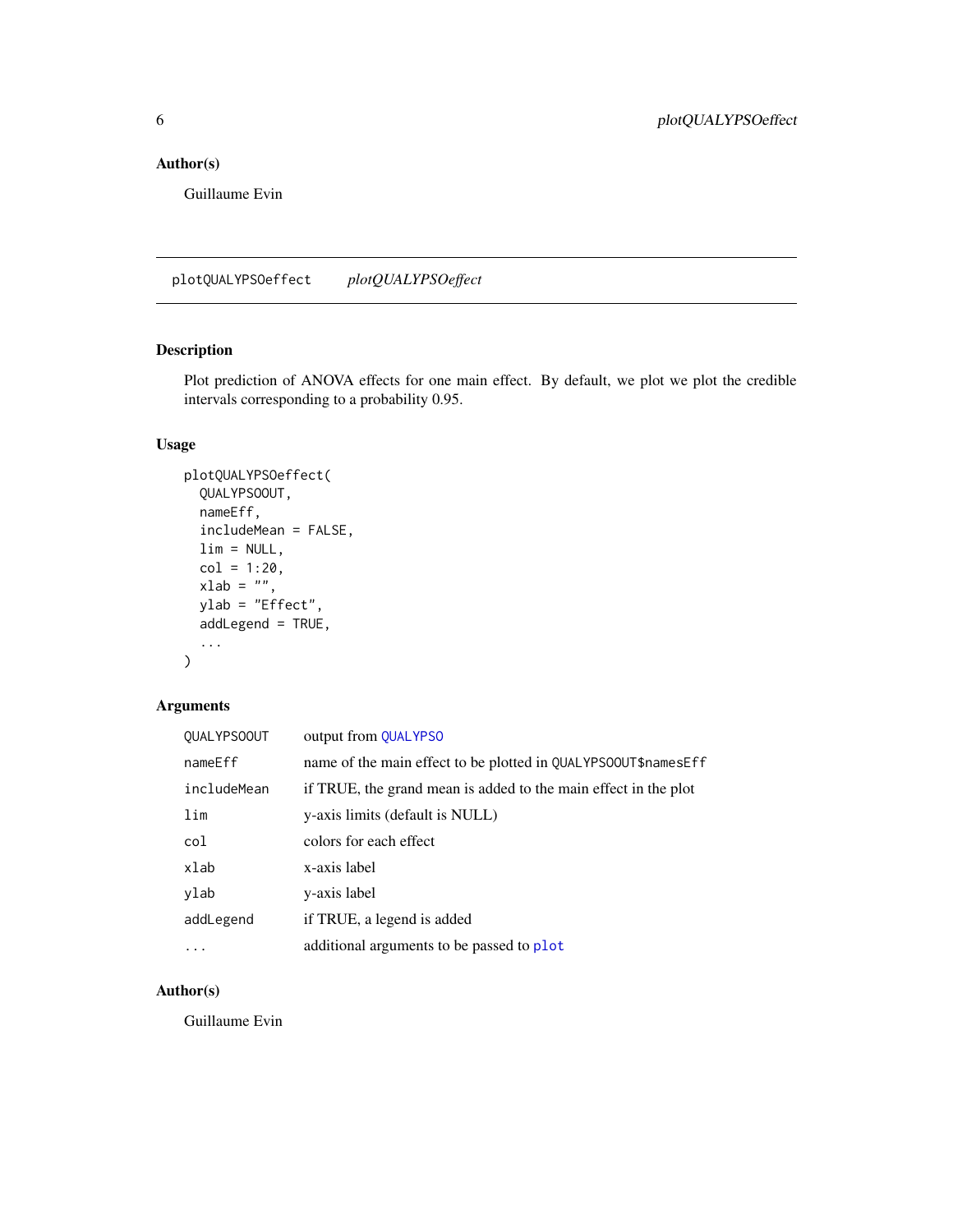## Author(s)

Guillaume Evin

---

## plotQUALYPSOeffect *plotQUALYPSOeffect*

### Description

Plot prediction of ANOVA effects for one main effect. By default, we plot we plot the credible intervals corresponding to a probability 0.95.

### Usage

```
plotQUALYPSOeffect(
  QUALYPSOOUT,
  nameEff,
  includeMean = FALSE,
  lim = NULL,
  col = 1:20,
  xlab = "",
  ylab = "Effect",
  addLegend = TRUE,
  ...
)
```

### Arguments

| | |
|---|---|
| `QUALYPSOOUT` | output from `QUALYPSO` |
| `nameEff` | name of the main effect to be plotted in `QUALYPSOOUT$namesEff` |
| `includeMean` | if TRUE, the grand mean is added to the main effect in the plot |
| `lim` | y-axis limits (default is NULL) |
| `col` | colors for each effect |
| `xlab` | x-axis label |
| `ylab` | y-axis label |
| `addLegend` | if TRUE, a legend is added |
| `...` | additional arguments to be passed to `plot` |

### Author(s)

Guillaume Evin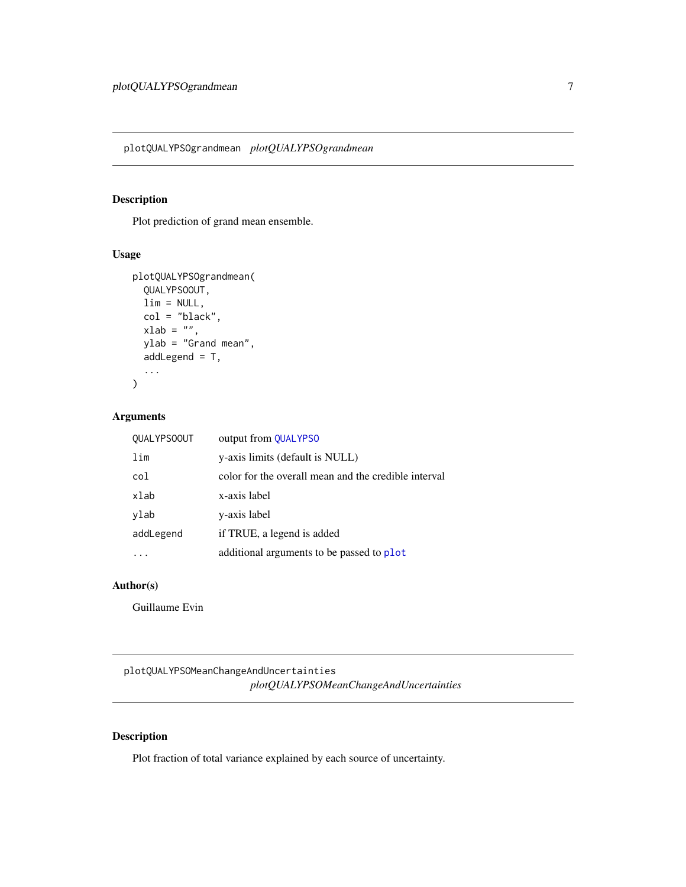## plotQUALYPSOgrandmean *plotQUALYPSOgrandmean*

### Description

Plot prediction of grand mean ensemble.

### Usage

```
plotQUALYPSOgrandmean(
  QUALYPSOOUT,
  lim = NULL,
  col = "black",
  xlab = "",
  ylab = "Grand mean",
  addLegend = T,
  ...
)
```

### Arguments

| | |
|---|---|
| QUALYPSOOUT | output from QUALYPSO |
| lim | y-axis limits (default is NULL) |
| col | color for the overall mean and the credible interval |
| xlab | x-axis label |
| ylab | y-axis label |
| addLegend | if TRUE, a legend is added |
| ... | additional arguments to be passed to plot |

### Author(s)

Guillaume Evin

## plotQUALYPSOMeanChangeAndUncertainties *plotQUALYPSOMeanChangeAndUncertainties*

### Description

Plot fraction of total variance explained by each source of uncertainty.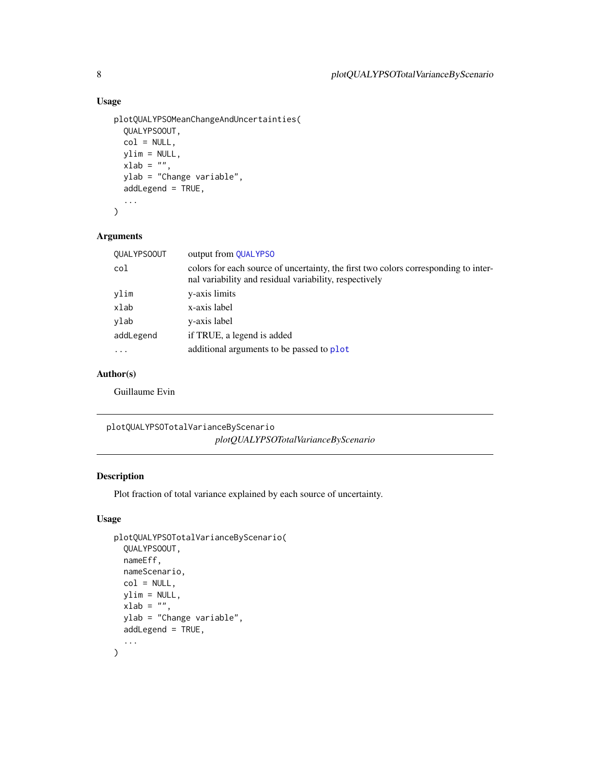### Usage

```
plotQUALYPSOMeanChangeAndUncertainties(
  QUALYPSOOUT,
  col = NULL,
  ylim = NULL,
  xlab = "",
  ylab = "Change variable",
  addLegend = TRUE,
  ...
)
```

### Arguments

| | |
|---|---|
| QUALYPSOOUT | output from QUALYPSO |
| col | colors for each source of uncertainty, the first two colors corresponding to internal variability and residual variability, respectively |
| ylim | y-axis limits |
| xlab | x-axis label |
| ylab | y-axis label |
| addLegend | if TRUE, a legend is added |
| ... | additional arguments to be passed to plot |

### Author(s)

Guillaume Evin

---

## plotQUALYPSOTotalVarianceByScenario

*plotQUALYPSOTotalVarianceByScenario*

### Description

Plot fraction of total variance explained by each source of uncertainty.

### Usage

```
plotQUALYPSOTotalVarianceByScenario(
  QUALYPSOOUT,
  nameEff,
  nameScenario,
  col = NULL,
  ylim = NULL,
  xlab = "",
  ylab = "Change variable",
  addLegend = TRUE,
  ...
)
```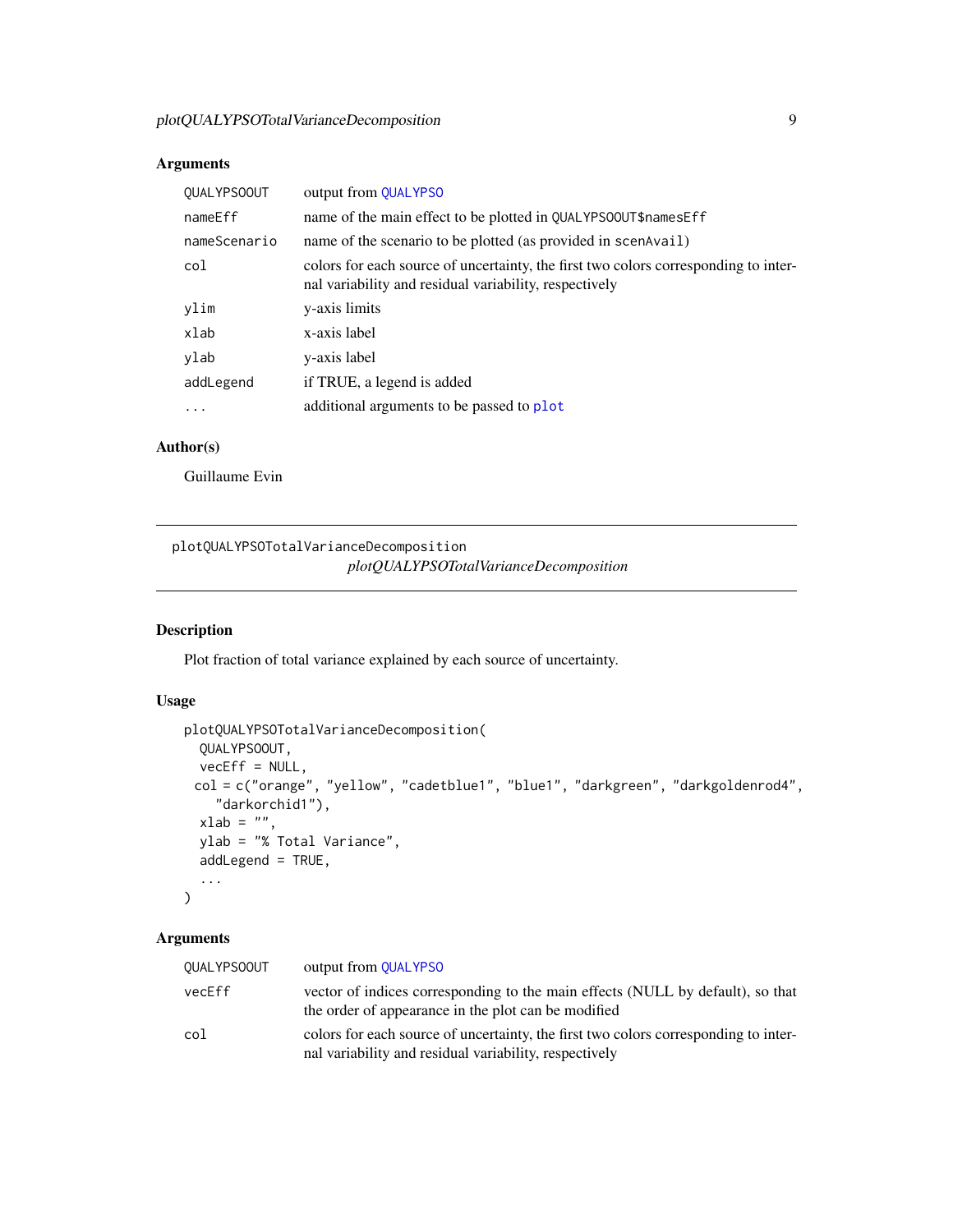## Arguments

| | |
|---|---|
| QUALYPSOOUT | output from QUALYPSO |
| nameEff | name of the main effect to be plotted in QUALYPSOOUT$namesEff |
| nameScenario | name of the scenario to be plotted (as provided in scenAvail) |
| col | colors for each source of uncertainty, the first two colors corresponding to internal variability and residual variability, respectively |
| ylim | y-axis limits |
| xlab | x-axis label |
| ylab | y-axis label |
| addLegend | if TRUE, a legend is added |
| ... | additional arguments to be passed to plot |

## Author(s)

Guillaume Evin

---

# plotQUALYPSOTotalVarianceDecomposition

*plotQUALYPSOTotalVarianceDecomposition*

## Description

Plot fraction of total variance explained by each source of uncertainty.

## Usage

```
plotQUALYPSOTotalVarianceDecomposition(
  QUALYPSOOUT,
  vecEff = NULL,
  col = c("orange", "yellow", "cadetblue1", "blue1", "darkgreen", "darkgoldenrod4",
    "darkorchid1"),
  xlab = "",
  ylab = "% Total Variance",
  addLegend = TRUE,
  ...
)
```

## Arguments

| | |
|---|---|
| QUALYPSOOUT | output from QUALYPSO |
| vecEff | vector of indices corresponding to the main effects (NULL by default), so that the order of appearance in the plot can be modified |
| col | colors for each source of uncertainty, the first two colors corresponding to internal variability and residual variability, respectively |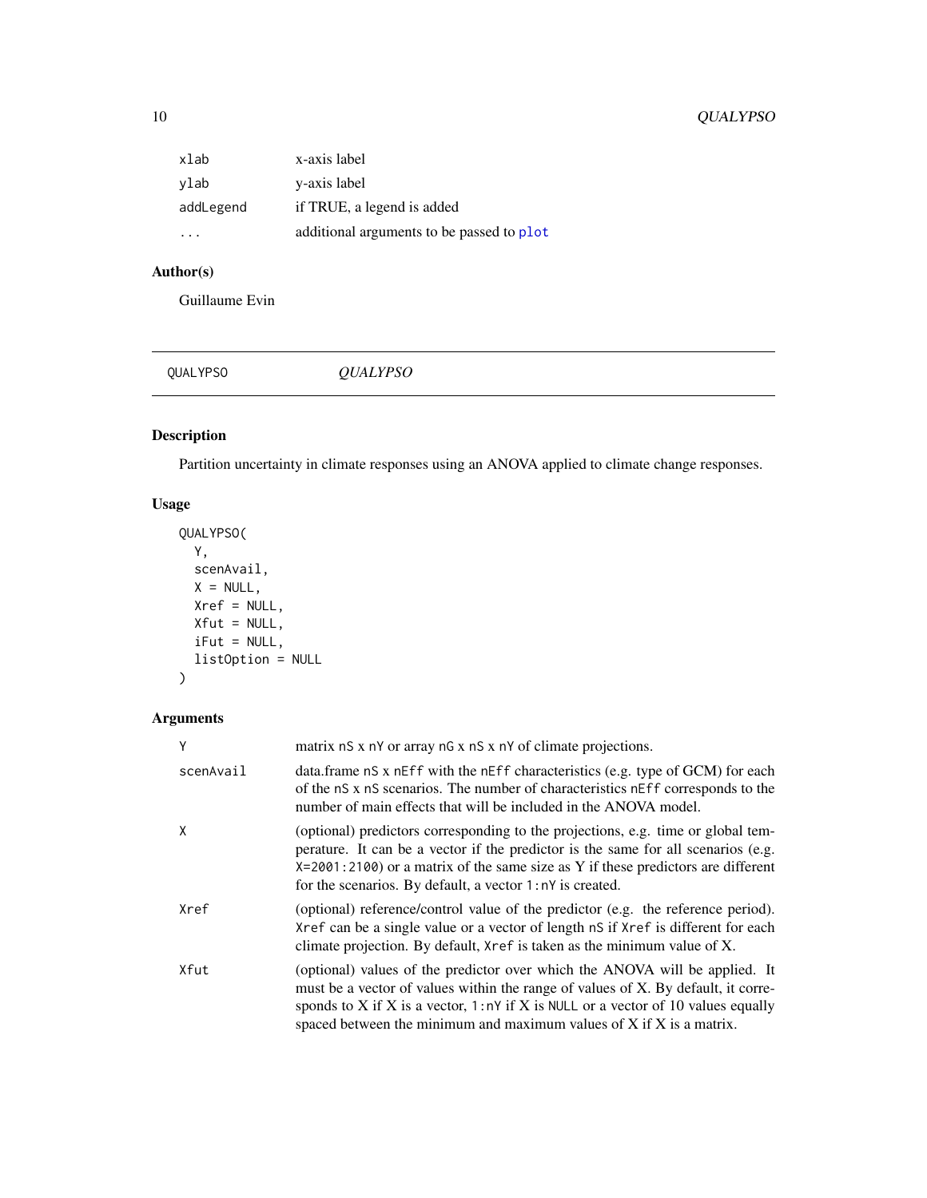| | |
|---|---|
| xlab | x-axis label |
| ylab | y-axis label |
| addLegend | if TRUE, a legend is added |
| ... | additional arguments to be passed to plot |

## Author(s)

Guillaume Evin

---

QUALYPSO *QUALYPSO*

---

## Description

Partition uncertainty in climate responses using an ANOVA applied to climate change responses.

## Usage

```
QUALYPSO(
  Y,
  scenAvail,
  X = NULL,
  Xref = NULL,
  Xfut = NULL,
  iFut = NULL,
  listOption = NULL
)
```

## Arguments

| | |
|---|---|
| Y | matrix nS x nY or array nG x nS x nY of climate projections. |
| scenAvail | data.frame nS x nEff with the nEff characteristics (e.g. type of GCM) for each of the nS x nS scenarios. The number of characteristics nEff corresponds to the number of main effects that will be included in the ANOVA model. |
| X | (optional) predictors corresponding to the projections, e.g. time or global temperature. It can be a vector if the predictor is the same for all scenarios (e.g. X=2001:2100) or a matrix of the same size as Y if these predictors are different for the scenarios. By default, a vector 1:nY is created. |
| Xref | (optional) reference/control value of the predictor (e.g. the reference period). Xref can be a single value or a vector of length nS if Xref is different for each climate projection. By default, Xref is taken as the minimum value of X. |
| Xfut | (optional) values of the predictor over which the ANOVA will be applied. It must be a vector of values within the range of values of X. By default, it corresponds to X if X is a vector, 1:nY if X is NULL or a vector of 10 values equally spaced between the minimum and maximum values of X if X is a matrix. |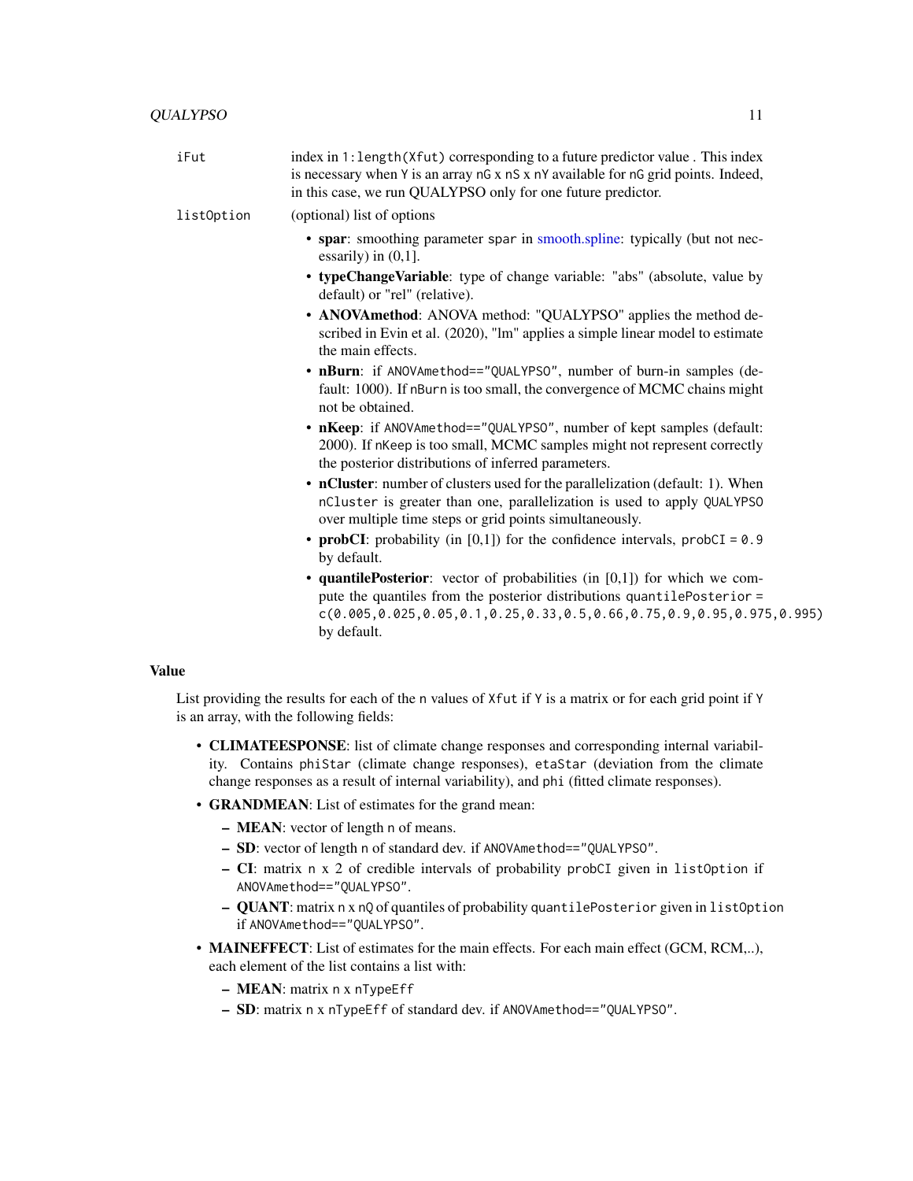`iFut` index in `1:length(Xfut)` corresponding to a future predictor value . This index is necessary when `Y` is an array `nG x nS x nY` available for `nG` grid points. Indeed, in this case, we run QUALYPSO only for one future predictor.

`listOption` (optional) list of options

- **spar**: smoothing parameter `spar` in smooth.spline: typically (but not necessarily) in (0,1].
- **typeChangeVariable**: type of change variable: "abs" (absolute, value by default) or "rel" (relative).
- **ANOVAmethod**: ANOVA method: "QUALYPSO" applies the method described in Evin et al. (2020), "lm" applies a simple linear model to estimate the main effects.
- **nBurn**: if `ANOVAmethod=="QUALYPSO"`, number of burn-in samples (default: 1000). If `nBurn` is too small, the convergence of MCMC chains might not be obtained.
- **nKeep**: if `ANOVAmethod=="QUALYPSO"`, number of kept samples (default: 2000). If `nKeep` is too small, MCMC samples might not represent correctly the posterior distributions of inferred parameters.
- **nCluster**: number of clusters used for the parallelization (default: 1). When `nCluster` is greater than one, parallelization is used to apply `QUALYPSO` over multiple time steps or grid points simultaneously.
- **probCI**: probability (in [0,1]) for the confidence intervals, `probCI = 0.9` by default.
- **quantilePosterior**: vector of probabilities (in [0,1]) for which we compute the quantiles from the posterior distributions `quantilePosterior = c(0.005,0.025,0.05,0.1,0.25,0.33,0.5,0.66,0.75,0.9,0.95,0.975,0.995)` by default.

## Value

List providing the results for each of the `n` values of `Xfut` if `Y` is a matrix or for each grid point if `Y` is an array, with the following fields:

- **CLIMATEESPONSE**: list of climate change responses and corresponding internal variability. Contains `phiStar` (climate change responses), `etaStar` (deviation from the climate change responses as a result of internal variability), and `phi` (fitted climate responses).
- **GRANDMEAN**: List of estimates for the grand mean:
  - **MEAN**: vector of length `n` of means.
  - **SD**: vector of length `n` of standard dev. if `ANOVAmethod=="QUALYPSO"`.
  - **CI**: matrix `n x 2` of credible intervals of probability `probCI` given in `listOption` if `ANOVAmethod=="QUALYPSO"`.
  - **QUANT**: matrix `n x nQ` of quantiles of probability `quantilePosterior` given in `listOption` if `ANOVAmethod=="QUALYPSO"`.
- **MAINEFFECT**: List of estimates for the main effects. For each main effect (GCM, RCM,..), each element of the list contains a list with:
  - **MEAN**: matrix `n x nTypeEff`
  - **SD**: matrix `n x nTypeEff` of standard dev. if `ANOVAmethod=="QUALYPSO"`.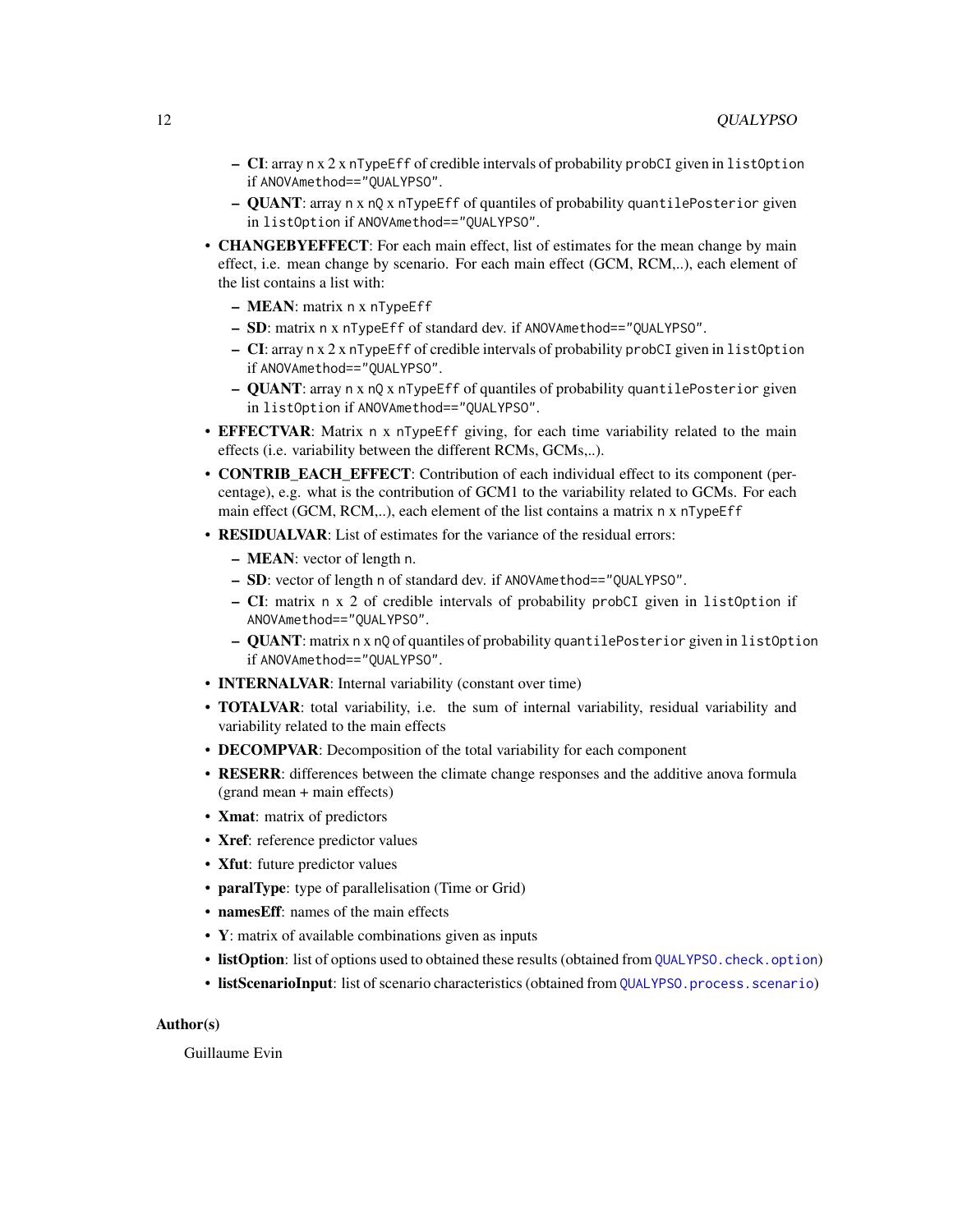- **CI**: array n x 2 x nTypeEff of credible intervals of probability probCI given in listOption if ANOVAmethod=="QUALYPSO".
  - **QUANT**: array n x nQ x nTypeEff of quantiles of probability quantilePosterior given in listOption if ANOVAmethod=="QUALYPSO".

- **CHANGEBYEFFECT**: For each main effect, list of estimates for the mean change by main effect, i.e. mean change by scenario. For each main effect (GCM, RCM,..), each element of the list contains a list with:
  - **MEAN**: matrix n x nTypeEff
  - **SD**: matrix n x nTypeEff of standard dev. if ANOVAmethod=="QUALYPSO".
  - **CI**: array n x 2 x nTypeEff of credible intervals of probability probCI given in listOption if ANOVAmethod=="QUALYPSO".
  - **QUANT**: array n x nQ x nTypeEff of quantiles of probability quantilePosterior given in listOption if ANOVAmethod=="QUALYPSO".
- **EFFECTVAR**: Matrix n x nTypeEff giving, for each time variability related to the main effects (i.e. variability between the different RCMs, GCMs,..).
- **CONTRIB_EACH_EFFECT**: Contribution of each individual effect to its component (percentage), e.g. what is the contribution of GCM1 to the variability related to GCMs. For each main effect (GCM, RCM,..), each element of the list contains a matrix n x nTypeEff
- **RESIDUALVAR**: List of estimates for the variance of the residual errors:
  - **MEAN**: vector of length n.
  - **SD**: vector of length n of standard dev. if ANOVAmethod=="QUALYPSO".
  - **CI**: matrix n x 2 of credible intervals of probability probCI given in listOption if ANOVAmethod=="QUALYPSO".
  - **QUANT**: matrix n x nQ of quantiles of probability quantilePosterior given in listOption if ANOVAmethod=="QUALYPSO".
- **INTERNALVAR**: Internal variability (constant over time)
- **TOTALVAR**: total variability, i.e. the sum of internal variability, residual variability and variability related to the main effects
- **DECOMPVAR**: Decomposition of the total variability for each component
- **RESERR**: differences between the climate change responses and the additive anova formula (grand mean + main effects)
- **Xmat**: matrix of predictors
- **Xref**: reference predictor values
- **Xfut**: future predictor values
- **paralType**: type of parallelisation (Time or Grid)
- **namesEff**: names of the main effects
- **Y**: matrix of available combinations given as inputs
- **listOption**: list of options used to obtained these results (obtained from QUALYPSO.check.option)
- **listScenarioInput**: list of scenario characteristics (obtained from QUALYPSO.process.scenario)

### Author(s)

Guillaume Evin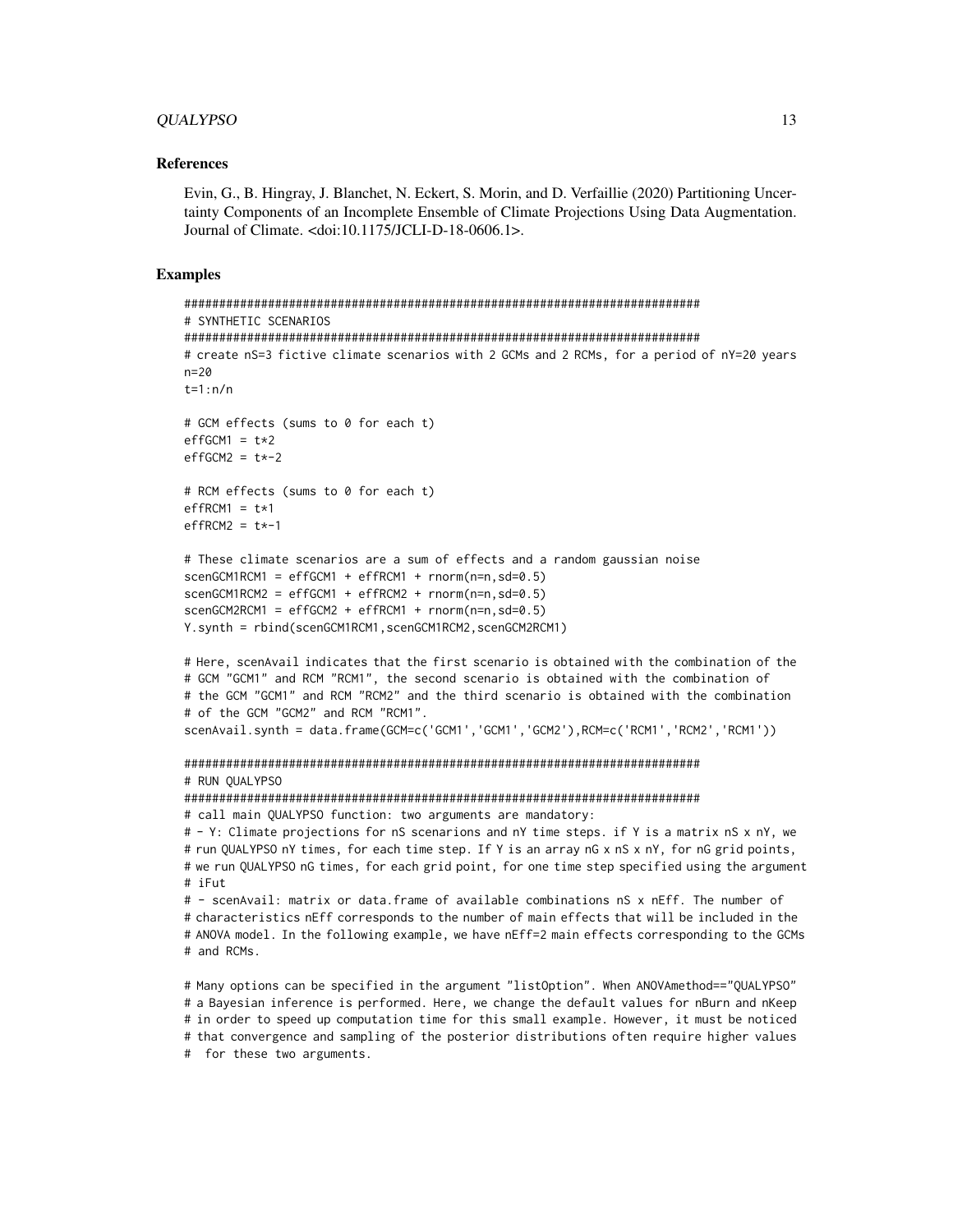### References

Evin, G., B. Hingray, J. Blanchet, N. Eckert, S. Morin, and D. Verfaillie (2020) Partitioning Uncertainty Components of an Incomplete Ensemble of Climate Projections Using Data Augmentation. Journal of Climate. <doi:10.1175/JCLI-D-18-0606.1>.

### Examples

```
##########################################################################
# SYNTHETIC SCENARIOS
##########################################################################
# create nS=3 fictive climate scenarios with 2 GCMs and 2 RCMs, for a period of nY=20 years
n=20
t=1:n/n

# GCM effects (sums to 0 for each t)
effGCM1 = t*2
effGCM2 = t*-2

# RCM effects (sums to 0 for each t)
effRCM1 = t*1
effRCM2 = t*-1

# These climate scenarios are a sum of effects and a random gaussian noise
scenGCM1RCM1 = effGCM1 + effRCM1 + rnorm(n=n,sd=0.5)
scenGCM1RCM2 = effGCM1 + effRCM2 + rnorm(n=n,sd=0.5)
scenGCM2RCM1 = effGCM2 + effRCM1 + rnorm(n=n,sd=0.5)
Y.synth = rbind(scenGCM1RCM1,scenGCM1RCM2,scenGCM2RCM1)

# Here, scenAvail indicates that the first scenario is obtained with the combination of the
# GCM "GCM1" and RCM "RCM1", the second scenario is obtained with the combination of
# the GCM "GCM1" and RCM "RCM2" and the third scenario is obtained with the combination
# of the GCM "GCM2" and RCM "RCM1".
scenAvail.synth = data.frame(GCM=c('GCM1','GCM1','GCM2'),RCM=c('RCM1','RCM2','RCM1'))

##########################################################################
# RUN QUALYPSO
##########################################################################
# call main QUALYPSO function: two arguments are mandatory:
# - Y: Climate projections for nS scenarions and nY time steps. if Y is a matrix nS x nY, we
# run QUALYPSO nY times, for each time step. If Y is an array nG x nS x nY, for nG grid points,
# we run QUALYPSO nG times, for each grid point, for one time step specified using the argument
# iFut
# - scenAvail: matrix or data.frame of available combinations nS x nEff. The number of
# characteristics nEff corresponds to the number of main effects that will be included in the
# ANOVA model. In the following example, we have nEff=2 main effects corresponding to the GCMs
# and RCMs.

# Many options can be specified in the argument "listOption". When ANOVAmethod=="QUALYPSO"
# a Bayesian inference is performed. Here, we change the default values for nBurn and nKeep
# in order to speed up computation time for this small example. However, it must be noticed
# that convergence and sampling of the posterior distributions often require higher values
#  for these two arguments.
```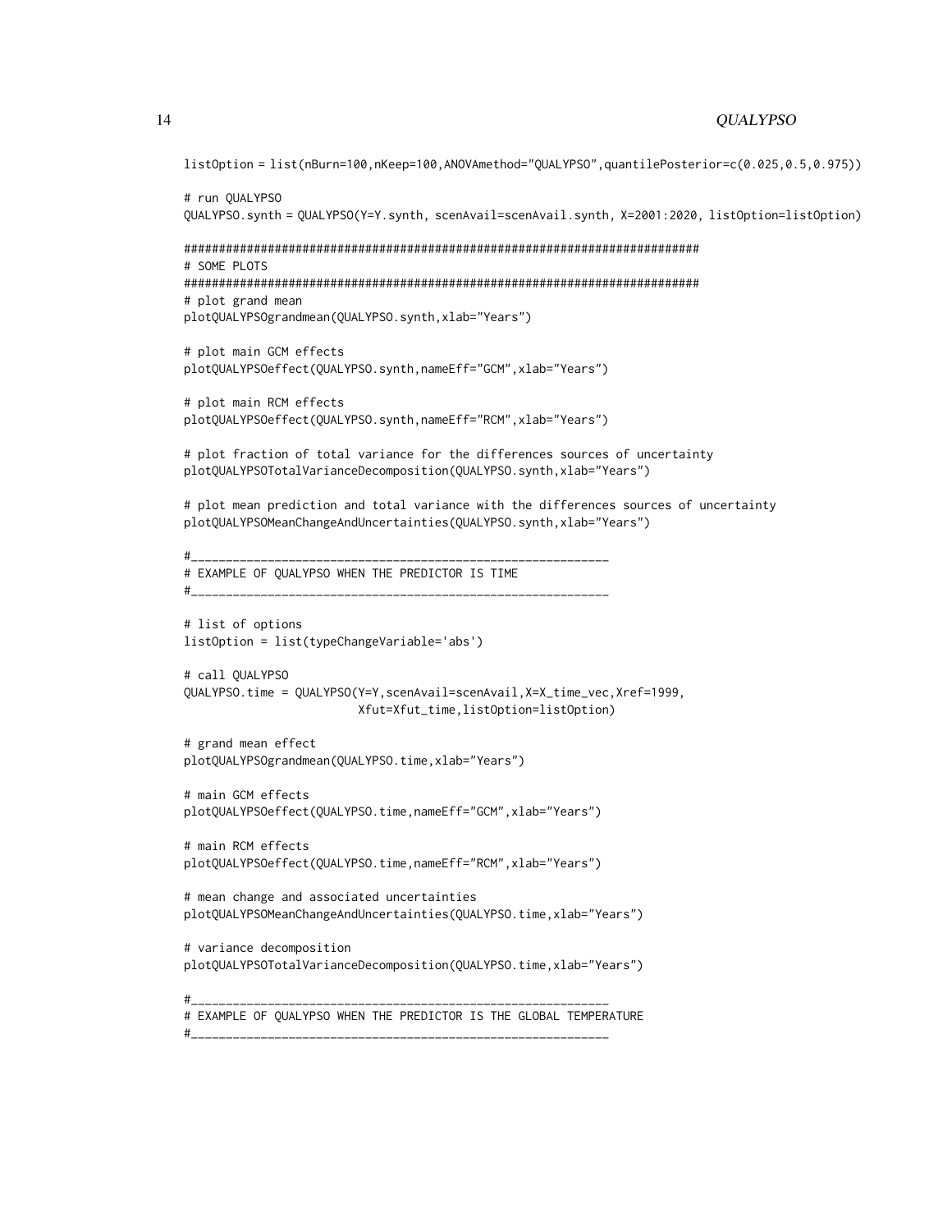```
listOption = list(nBurn=100,nKeep=100,ANOVAmethod="QUALYPSO",quantilePosterior=c(0.025,0.5,0.975))

# run QUALYPSO
QUALYPSO.synth = QUALYPSO(Y=Y.synth, scenAvail=scenAvail.synth, X=2001:2020, listOption=listOption)

##########################################################################
# SOME PLOTS
##########################################################################
# plot grand mean
plotQUALYPSOgrandmean(QUALYPSO.synth,xlab="Years")

# plot main GCM effects
plotQUALYPSOeffect(QUALYPSO.synth,nameEff="GCM",xlab="Years")

# plot main RCM effects
plotQUALYPSOeffect(QUALYPSO.synth,nameEff="RCM",xlab="Years")

# plot fraction of total variance for the differences sources of uncertainty
plotQUALYPSOTotalVarianceDecomposition(QUALYPSO.synth,xlab="Years")

# plot mean prediction and total variance with the differences sources of uncertainty
plotQUALYPSOMeanChangeAndUncertainties(QUALYPSO.synth,xlab="Years")

#____________________________________________________________
# EXAMPLE OF QUALYPSO WHEN THE PREDICTOR IS TIME
#____________________________________________________________

# list of options
listOption = list(typeChangeVariable='abs')

# call QUALYPSO
QUALYPSO.time = QUALYPSO(Y=Y,scenAvail=scenAvail,X=X_time_vec,Xref=1999,
                         Xfut=Xfut_time,listOption=listOption)

# grand mean effect
plotQUALYPSOgrandmean(QUALYPSO.time,xlab="Years")

# main GCM effects
plotQUALYPSOeffect(QUALYPSO.time,nameEff="GCM",xlab="Years")

# main RCM effects
plotQUALYPSOeffect(QUALYPSO.time,nameEff="RCM",xlab="Years")

# mean change and associated uncertainties
plotQUALYPSOMeanChangeAndUncertainties(QUALYPSO.time,xlab="Years")

# variance decomposition
plotQUALYPSOTotalVarianceDecomposition(QUALYPSO.time,xlab="Years")

#____________________________________________________________
# EXAMPLE OF QUALYPSO WHEN THE PREDICTOR IS THE GLOBAL TEMPERATURE
#____________________________________________________________
```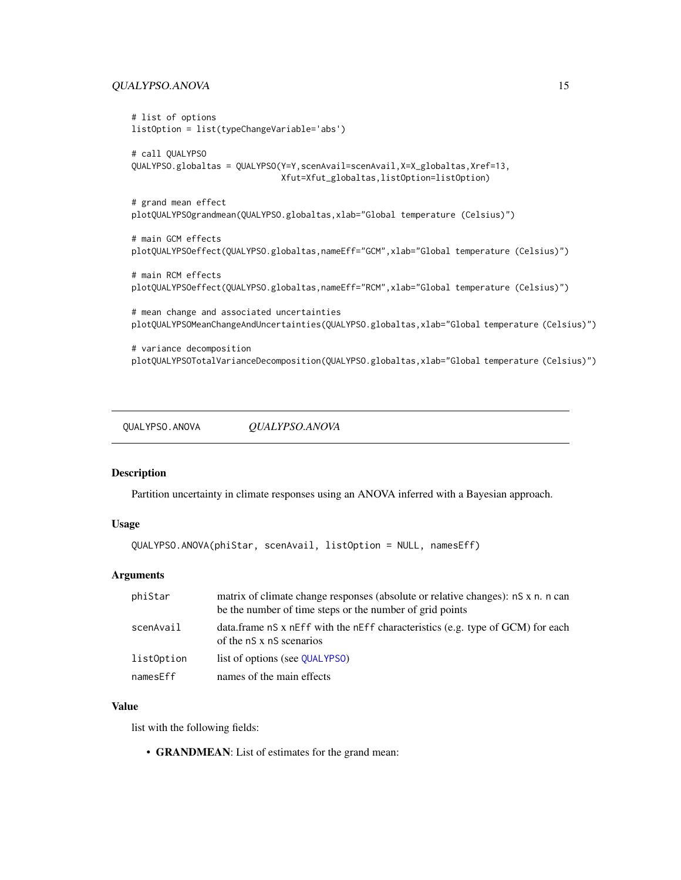```
# list of options
listOption = list(typeChangeVariable='abs')

# call QUALYPSO
QUALYPSO.globaltas = QUALYPSO(Y=Y,scenAvail=scenAvail,X=X_globaltas,Xref=13,
                              Xfut=Xfut_globaltas,listOption=listOption)

# grand mean effect
plotQUALYPSOgrandmean(QUALYPSO.globaltas,xlab="Global temperature (Celsius)")

# main GCM effects
plotQUALYPSOeffect(QUALYPSO.globaltas,nameEff="GCM",xlab="Global temperature (Celsius)")

# main RCM effects
plotQUALYPSOeffect(QUALYPSO.globaltas,nameEff="RCM",xlab="Global temperature (Celsius)")

# mean change and associated uncertainties
plotQUALYPSOMeanChangeAndUncertainties(QUALYPSO.globaltas,xlab="Global temperature (Celsius)")

# variance decomposition
plotQUALYPSOTotalVarianceDecomposition(QUALYPSO.globaltas,xlab="Global temperature (Celsius)")
```

---

## QUALYPSO.ANOVA — *QUALYPSO.ANOVA*

---

### Description

Partition uncertainty in climate responses using an ANOVA inferred with a Bayesian approach.

### Usage

```
QUALYPSO.ANOVA(phiStar, scenAvail, listOption = NULL, namesEff)
```

### Arguments

| | |
|---|---|
| `phiStar` | matrix of climate change responses (absolute or relative changes): `nS` x `n`. `n` can be the number of time steps or the number of grid points |
| `scenAvail` | data.frame `nS` x `nEff` with the `nEff` characteristics (e.g. type of GCM) for each of the `nS` x `nS` scenarios |
| `listOption` | list of options (see `QUALYPSO`) |
| `namesEff` | names of the main effects |

### Value

list with the following fields:

- **GRANDMEAN**: List of estimates for the grand mean: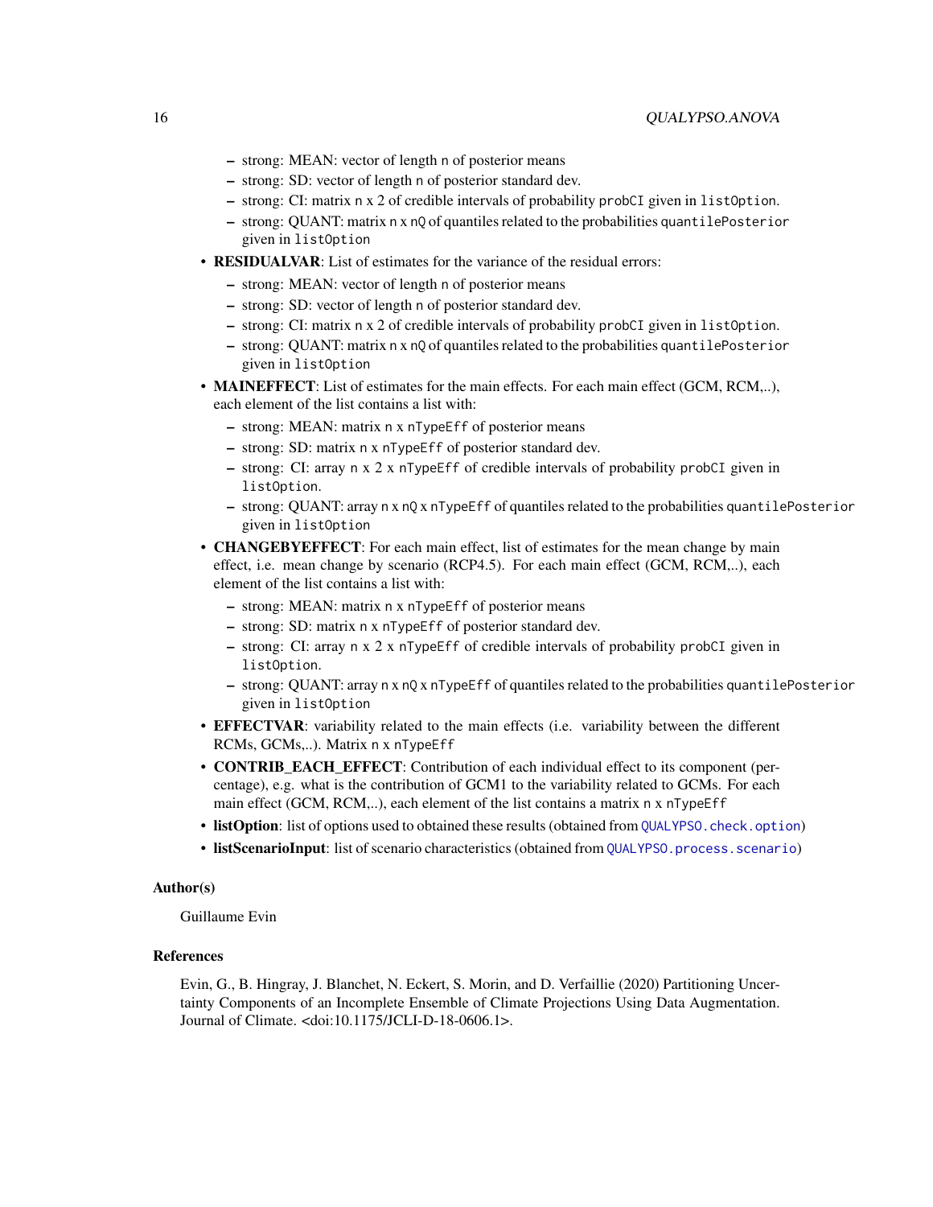- strong: MEAN: vector of length `n` of posterior means
  - strong: SD: vector of length `n` of posterior standard dev.
  - strong: CI: matrix `n` x 2 of credible intervals of probability `probCI` given in `listOption`.
  - strong: QUANT: matrix `n` x `nQ` of quantiles related to the probabilities `quantilePosterior` given in `listOption`
- **RESIDUALVAR**: List of estimates for the variance of the residual errors:
  - strong: MEAN: vector of length `n` of posterior means
  - strong: SD: vector of length `n` of posterior standard dev.
  - strong: CI: matrix `n` x 2 of credible intervals of probability `probCI` given in `listOption`.
  - strong: QUANT: matrix `n` x `nQ` of quantiles related to the probabilities `quantilePosterior` given in `listOption`
- **MAINEFFECT**: List of estimates for the main effects. For each main effect (GCM, RCM,..), each element of the list contains a list with:
  - strong: MEAN: matrix `n` x `nTypeEff` of posterior means
  - strong: SD: matrix `n` x `nTypeEff` of posterior standard dev.
  - strong: CI: array `n` x 2 x `nTypeEff` of credible intervals of probability `probCI` given in `listOption`.
  - strong: QUANT: array `n` x `nQ` x `nTypeEff` of quantiles related to the probabilities `quantilePosterior` given in `listOption`
- **CHANGEBYEFFECT**: For each main effect, list of estimates for the mean change by main effect, i.e. mean change by scenario (RCP4.5). For each main effect (GCM, RCM,..), each element of the list contains a list with:
  - strong: MEAN: matrix `n` x `nTypeEff` of posterior means
  - strong: SD: matrix `n` x `nTypeEff` of posterior standard dev.
  - strong: CI: array `n` x 2 x `nTypeEff` of credible intervals of probability `probCI` given in `listOption`.
  - strong: QUANT: array `n` x `nQ` x `nTypeEff` of quantiles related to the probabilities `quantilePosterior` given in `listOption`
- **EFFECTVAR**: variability related to the main effects (i.e. variability between the different RCMs, GCMs,..). Matrix `n` x `nTypeEff`
- **CONTRIB_EACH_EFFECT**: Contribution of each individual effect to its component (percentage), e.g. what is the contribution of GCM1 to the variability related to GCMs. For each main effect (GCM, RCM,..), each element of the list contains a matrix `n` x `nTypeEff`
- **listOption**: list of options used to obtained these results (obtained from `QUALYPSO.check.option`)
- **listScenarioInput**: list of scenario characteristics (obtained from `QUALYPSO.process.scenario`)

### Author(s)

Guillaume Evin

### References

Evin, G., B. Hingray, J. Blanchet, N. Eckert, S. Morin, and D. Verfaillie (2020) Partitioning Uncertainty Components of an Incomplete Ensemble of Climate Projections Using Data Augmentation. Journal of Climate. <doi:10.1175/JCLI-D-18-0606.1>.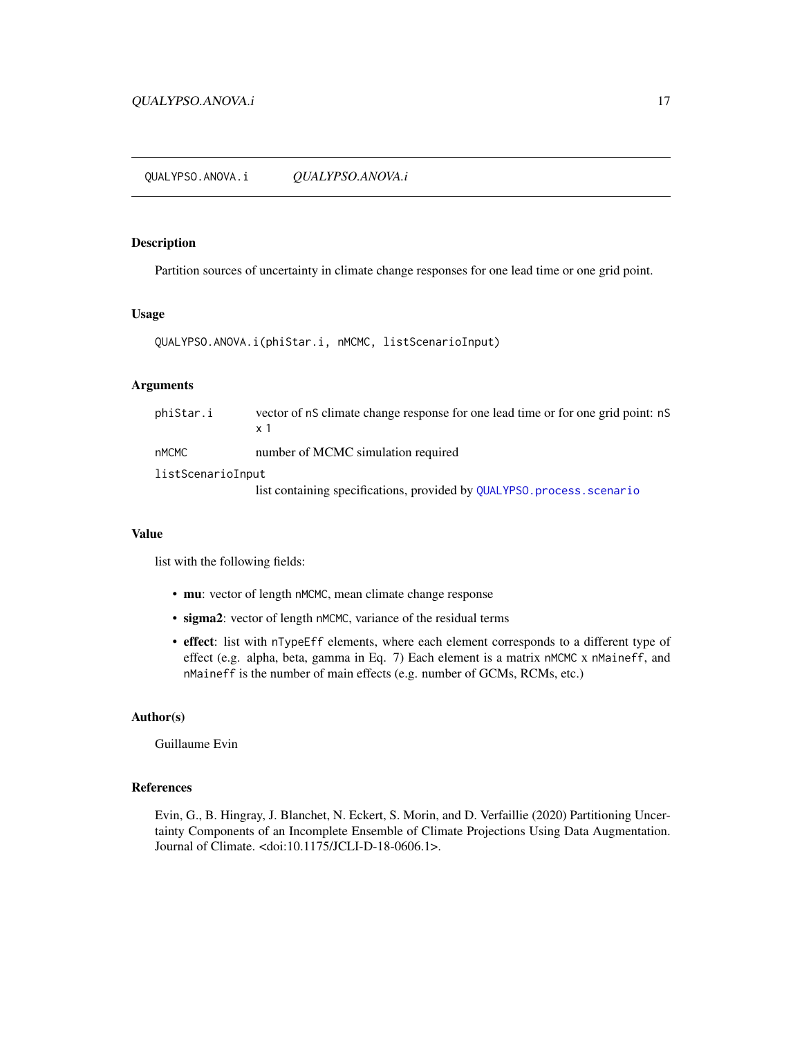## QUALYPSO.ANOVA.i — *QUALYPSO.ANOVA.i*

### Description

Partition sources of uncertainty in climate change responses for one lead time or one grid point.

### Usage

```
QUALYPSO.ANOVA.i(phiStar.i, nMCMC, listScenarioInput)
```

### Arguments

| | |
|---|---|
| phiStar.i | vector of nS climate change response for one lead time or for one grid point: nS x 1 |
| nMCMC | number of MCMC simulation required |
| listScenarioInput | list containing specifications, provided by QUALYPSO.process.scenario |

### Value

list with the following fields:

- **mu**: vector of length nMCMC, mean climate change response
- **sigma2**: vector of length nMCMC, variance of the residual terms
- **effect**: list with nTypeEff elements, where each element corresponds to a different type of effect (e.g. alpha, beta, gamma in Eq. 7) Each element is a matrix nMCMC x nMaineff, and nMaineff is the number of main effects (e.g. number of GCMs, RCMs, etc.)

### Author(s)

Guillaume Evin

### References

Evin, G., B. Hingray, J. Blanchet, N. Eckert, S. Morin, and D. Verfaillie (2020) Partitioning Uncertainty Components of an Incomplete Ensemble of Climate Projections Using Data Augmentation. Journal of Climate. <doi:10.1175/JCLI-D-18-0606.1>.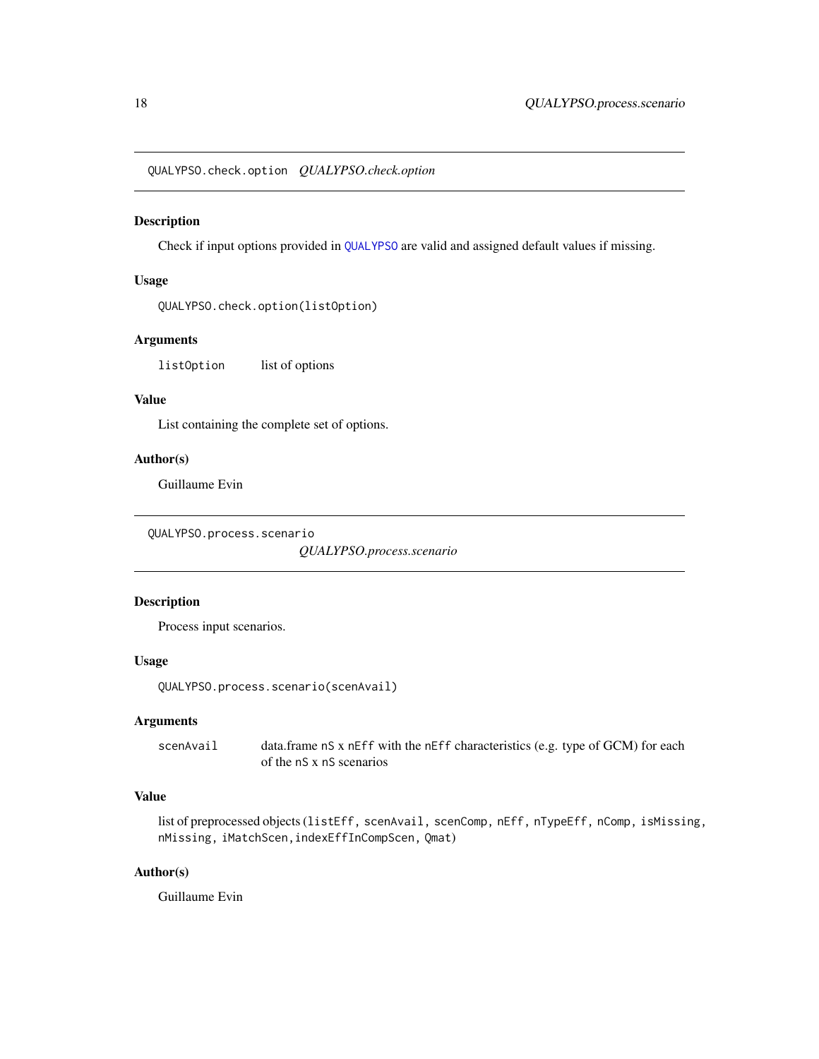## QUALYPSO.check.option *QUALYPSO.check.option*

### Description

Check if input options provided in QUALYPSO are valid and assigned default values if missing.

### Usage

```
QUALYPSO.check.option(listOption)
```

### Arguments

| | |
|---|---|
| listOption | list of options |

### Value

List containing the complete set of options.

### Author(s)

Guillaume Evin

## QUALYPSO.process.scenario *QUALYPSO.process.scenario*

### Description

Process input scenarios.

### Usage

```
QUALYPSO.process.scenario(scenAvail)
```

### Arguments

| | |
|---|---|
| scenAvail | data.frame nS x nEff with the nEff characteristics (e.g. type of GCM) for each of the nS x nS scenarios |

### Value

list of preprocessed objects (listEff, scenAvail, scenComp, nEff, nTypeEff, nComp, isMissing, nMissing, iMatchScen,indexEffInCompScen, Qmat)

### Author(s)

Guillaume Evin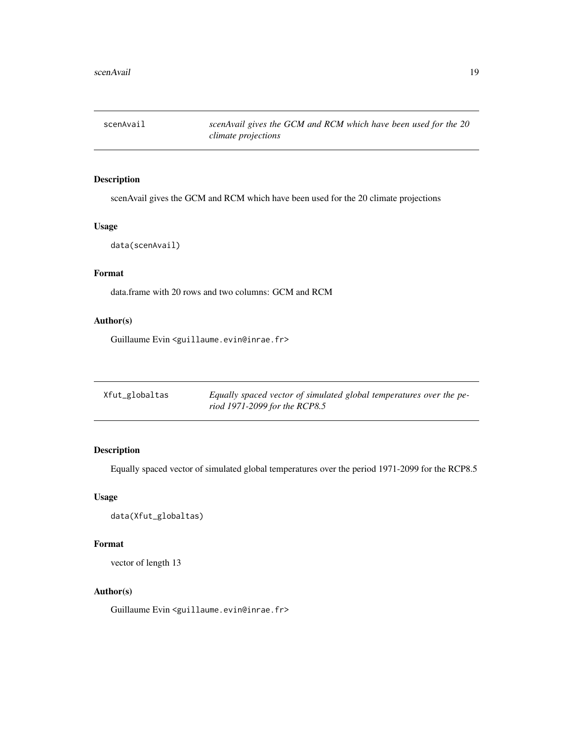## scenAvail — *scenAvail gives the GCM and RCM which have been used for the 20 climate projections*

### Description

scenAvail gives the GCM and RCM which have been used for the 20 climate projections

### Usage

```
data(scenAvail)
```

### Format

data.frame with 20 rows and two columns: GCM and RCM

### Author(s)

Guillaume Evin <guillaume.evin@inrae.fr>

## Xfut_globaltas — *Equally spaced vector of simulated global temperatures over the period 1971-2099 for the RCP8.5*

### Description

Equally spaced vector of simulated global temperatures over the period 1971-2099 for the RCP8.5

### Usage

```
data(Xfut_globaltas)
```

### Format

vector of length 13

### Author(s)

Guillaume Evin <guillaume.evin@inrae.fr>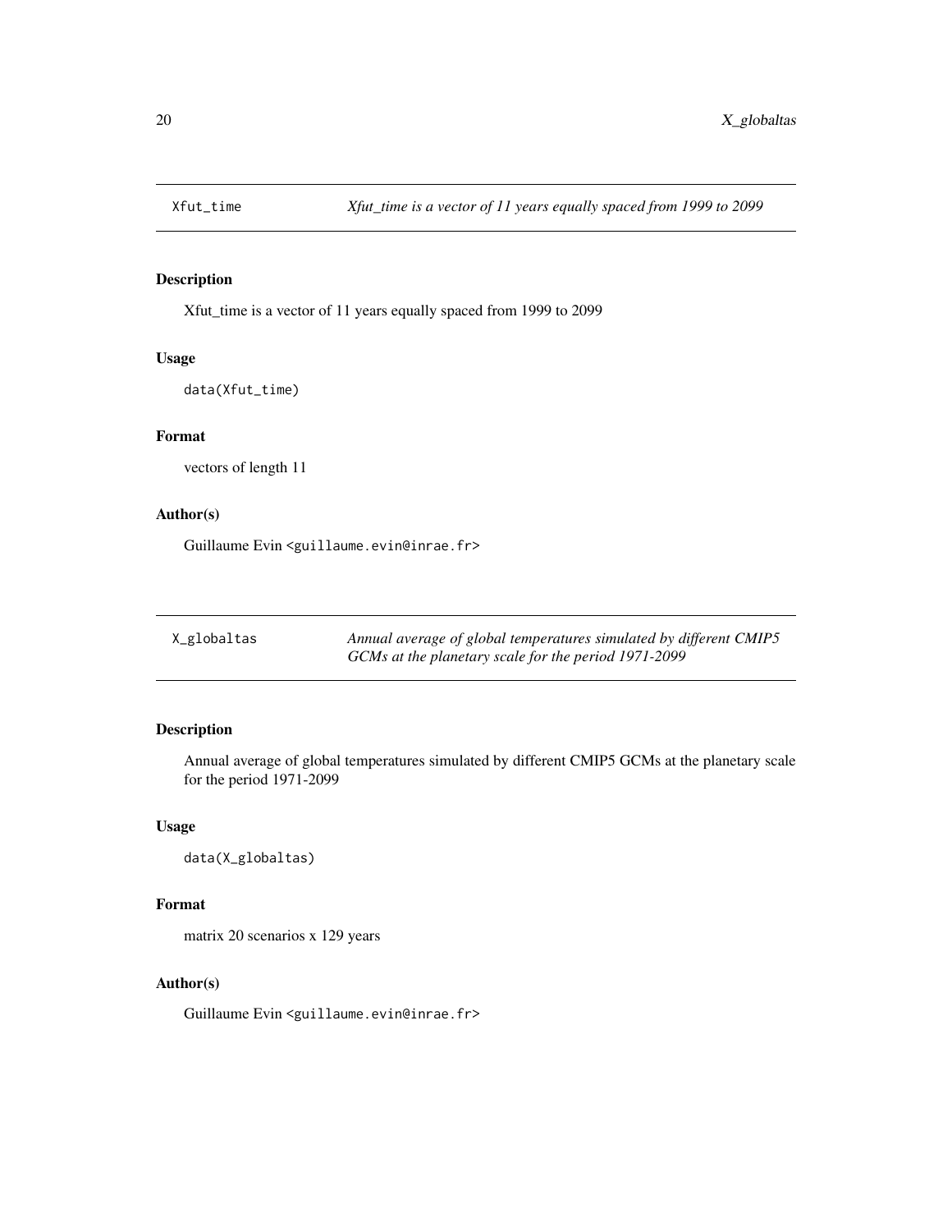## Xfut_time — *Xfut_time is a vector of 11 years equally spaced from 1999 to 2099*

### Description

Xfut_time is a vector of 11 years equally spaced from 1999 to 2099

### Usage

```
data(Xfut_time)
```

### Format

vectors of length 11

### Author(s)

Guillaume Evin <guillaume.evin@inrae.fr>

## X_globaltas — *Annual average of global temperatures simulated by different CMIP5 GCMs at the planetary scale for the period 1971-2099*

### Description

Annual average of global temperatures simulated by different CMIP5 GCMs at the planetary scale for the period 1971-2099

### Usage

```
data(X_globaltas)
```

### Format

matrix 20 scenarios x 129 years

### Author(s)

Guillaume Evin <guillaume.evin@inrae.fr>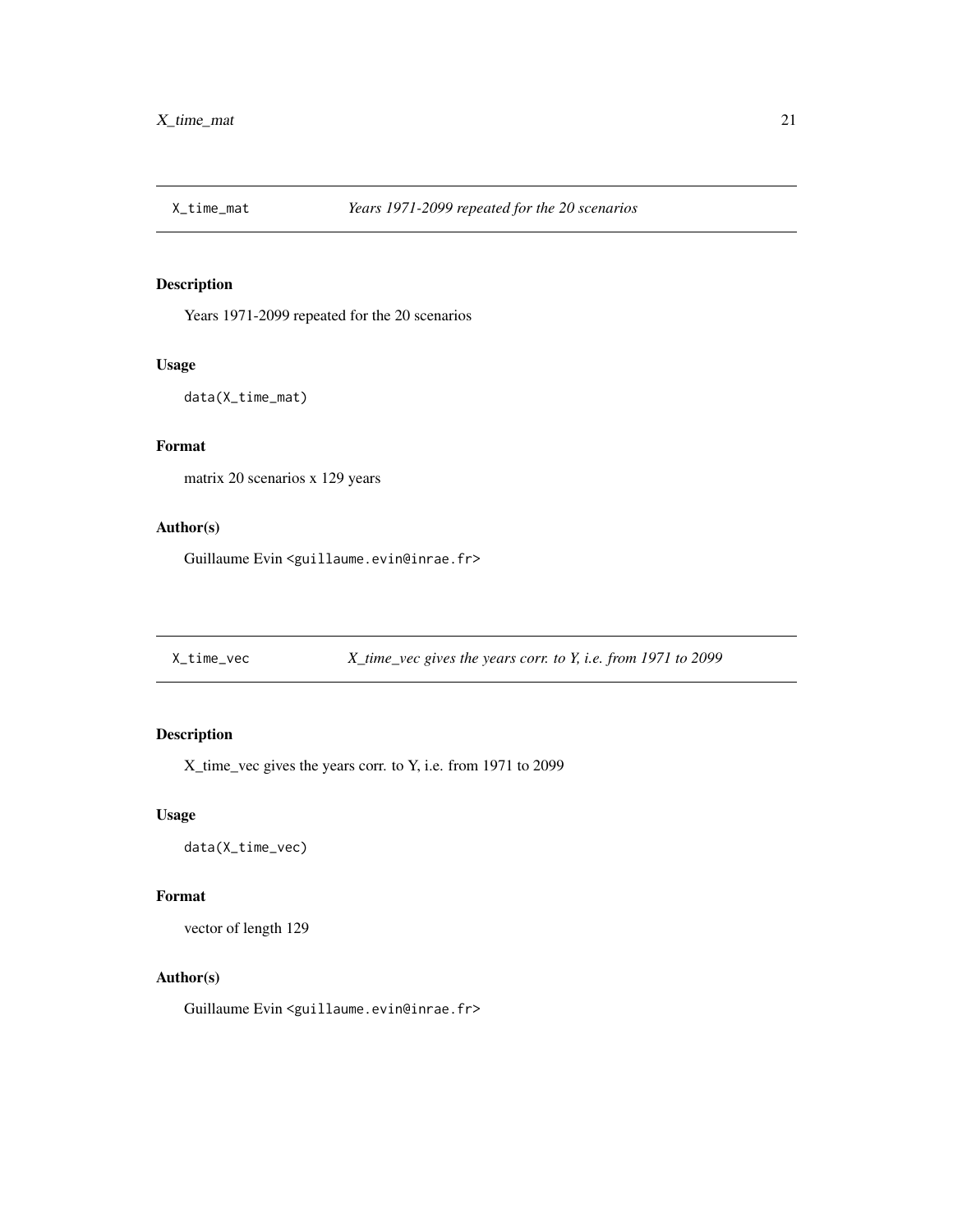## X_time_mat — *Years 1971-2099 repeated for the 20 scenarios*

### Description

Years 1971-2099 repeated for the 20 scenarios

### Usage

```
data(X_time_mat)
```

### Format

matrix 20 scenarios x 129 years

### Author(s)

Guillaume Evin <guillaume.evin@inrae.fr>

## X_time_vec — *X_time_vec gives the years corr. to Y, i.e. from 1971 to 2099*

### Description

X_time_vec gives the years corr. to Y, i.e. from 1971 to 2099

### Usage

```
data(X_time_vec)
```

### Format

vector of length 129

### Author(s)

Guillaume Evin <guillaume.evin@inrae.fr>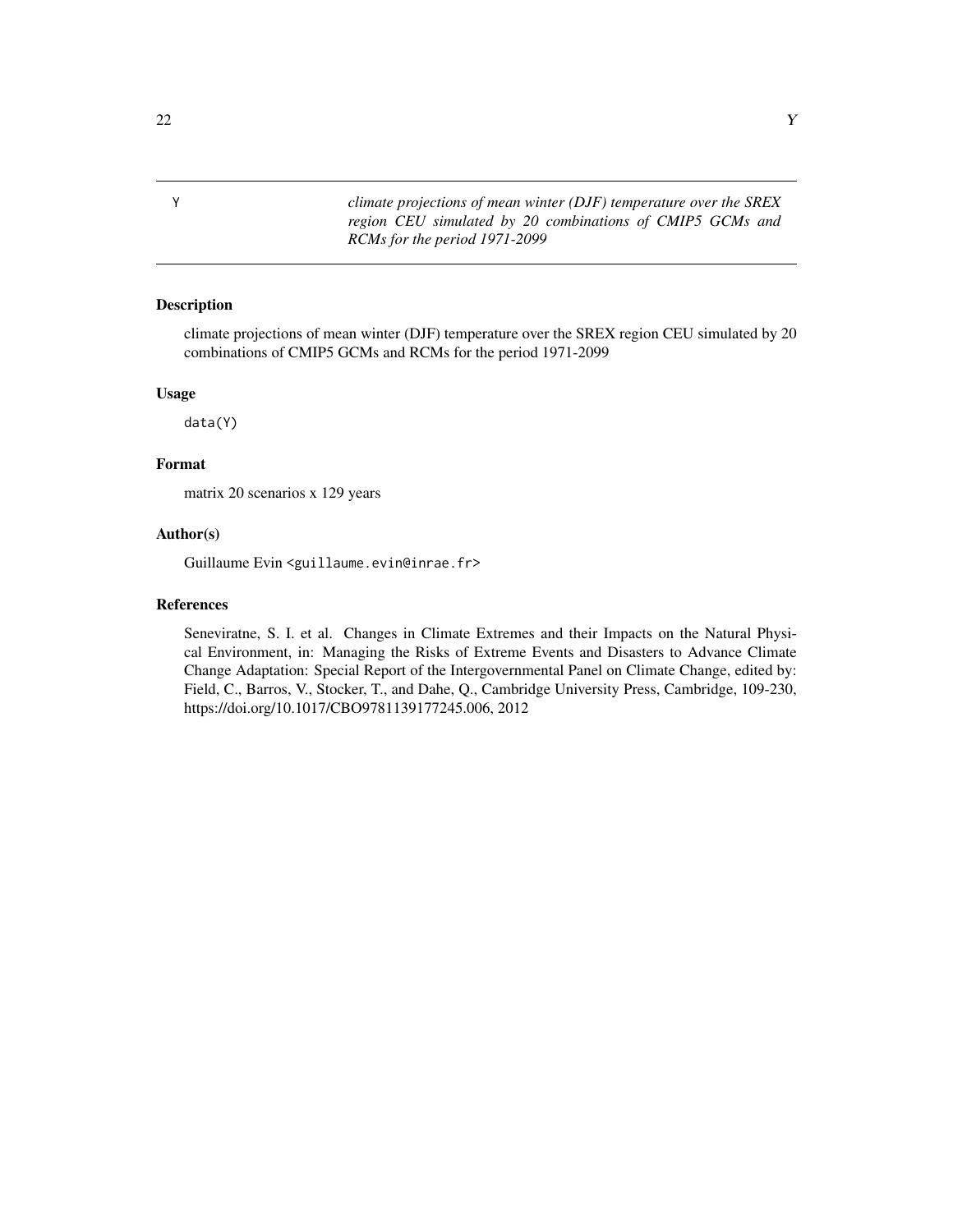Y *climate projections of mean winter (DJF) temperature over the SREX region CEU simulated by 20 combinations of CMIP5 GCMs and RCMs for the period 1971-2099*

## Description

climate projections of mean winter (DJF) temperature over the SREX region CEU simulated by 20 combinations of CMIP5 GCMs and RCMs for the period 1971-2099

## Usage

```
data(Y)
```

## Format

matrix 20 scenarios x 129 years

## Author(s)

Guillaume Evin <guillaume.evin@inrae.fr>

## References

Seneviratne, S. I. et al. Changes in Climate Extremes and their Impacts on the Natural Physical Environment, in: Managing the Risks of Extreme Events and Disasters to Advance Climate Change Adaptation: Special Report of the Intergovernmental Panel on Climate Change, edited by: Field, C., Barros, V., Stocker, T., and Dahe, Q., Cambridge University Press, Cambridge, 109-230, https://doi.org/10.1017/CBO9781139177245.006, 2012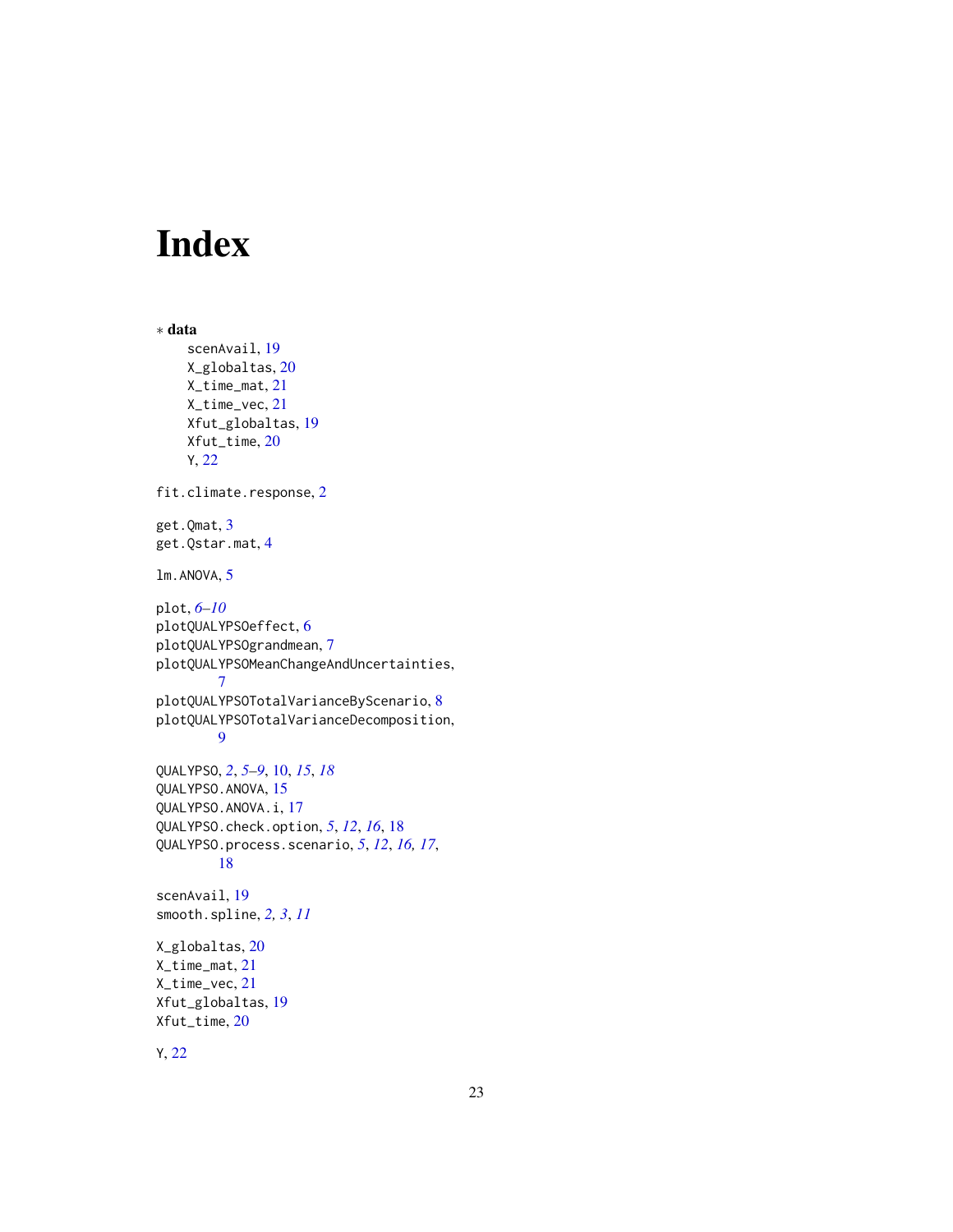# Index

∗ **data**

scenAvail, 19
X_globaltas, 20
X_time_mat, 21
X_time_vec, 21
Xfut_globaltas, 19
Xfut_time, 20
Y, 22

fit.climate.response, 2

get.Qmat, 3
get.Qstar.mat, 4

lm.ANOVA, 5

plot, *6–10*
plotQUALYPSOeffect, 6
plotQUALYPSOgrandmean, 7
plotQUALYPSOMeanChangeAndUncertainties, 7
plotQUALYPSOTotalVarianceByScenario, 8
plotQUALYPSOTotalVarianceDecomposition, 9

QUALYPSO, *2*, *5–9*, 10, *15*, *18*
QUALYPSO.ANOVA, 15
QUALYPSO.ANOVA.i, 17
QUALYPSO.check.option, *5*, *12*, *16*, 18
QUALYPSO.process.scenario, *5*, *12*, *16, 17*, 18

scenAvail, 19
smooth.spline, *2, 3*, *11*

X_globaltas, 20
X_time_mat, 21
X_time_vec, 21
Xfut_globaltas, 19
Xfut_time, 20

Y, 22